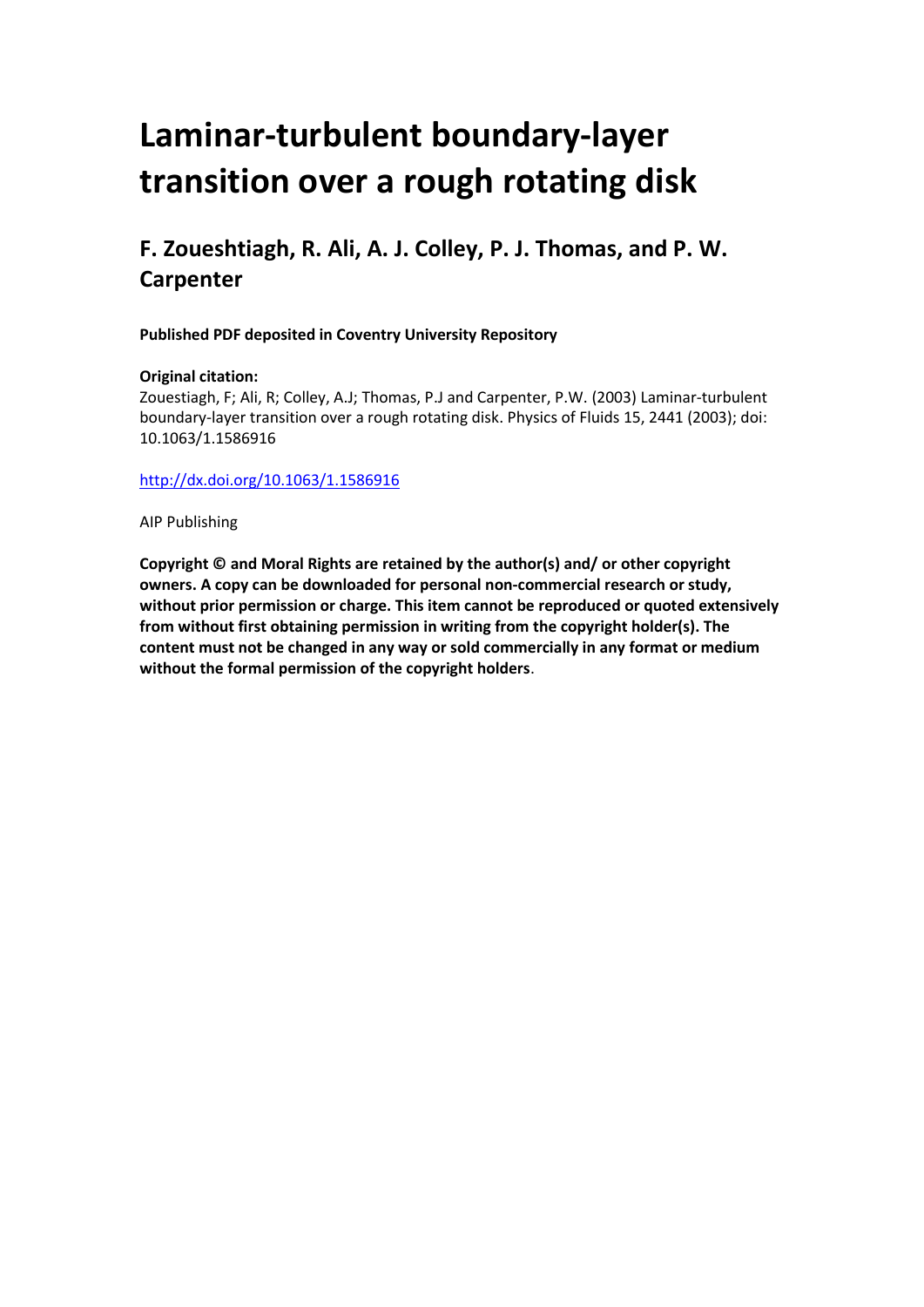# Laminar-turbulent boundary-layer transition over a rough rotating disk

## F. Zoueshtiagh, R. Ali, A. J. Colley, P. J. Thomas, and P. W. Carpenter

**Published PDF deposited in Coventry University Repository**

**Original citation:**

Zouestiagh, F; Ali, R; Colley, A.J; Thomas, P.J and Carpenter, P.W. (2003) Laminar-turbulent boundary-layer transition over a rough rotating disk. Physics of Fluids 15, 2441 (2003); doi: 10.1063/1.1586916

http://dx.doi.org/10.1063/1.1586916

AIP Publishing

**Copyright © and Moral Rights are retained by the author(s) and/ or other copyright owners. A copy can be downloaded for personal non-commercial research or study, without prior permission or charge. This item cannot be reproduced or quoted extensively from without first obtaining permission in writing from the copyright holder(s). The content must not be changed in any way or sold commercially in any format or medium without the formal permission of the copyright holders**.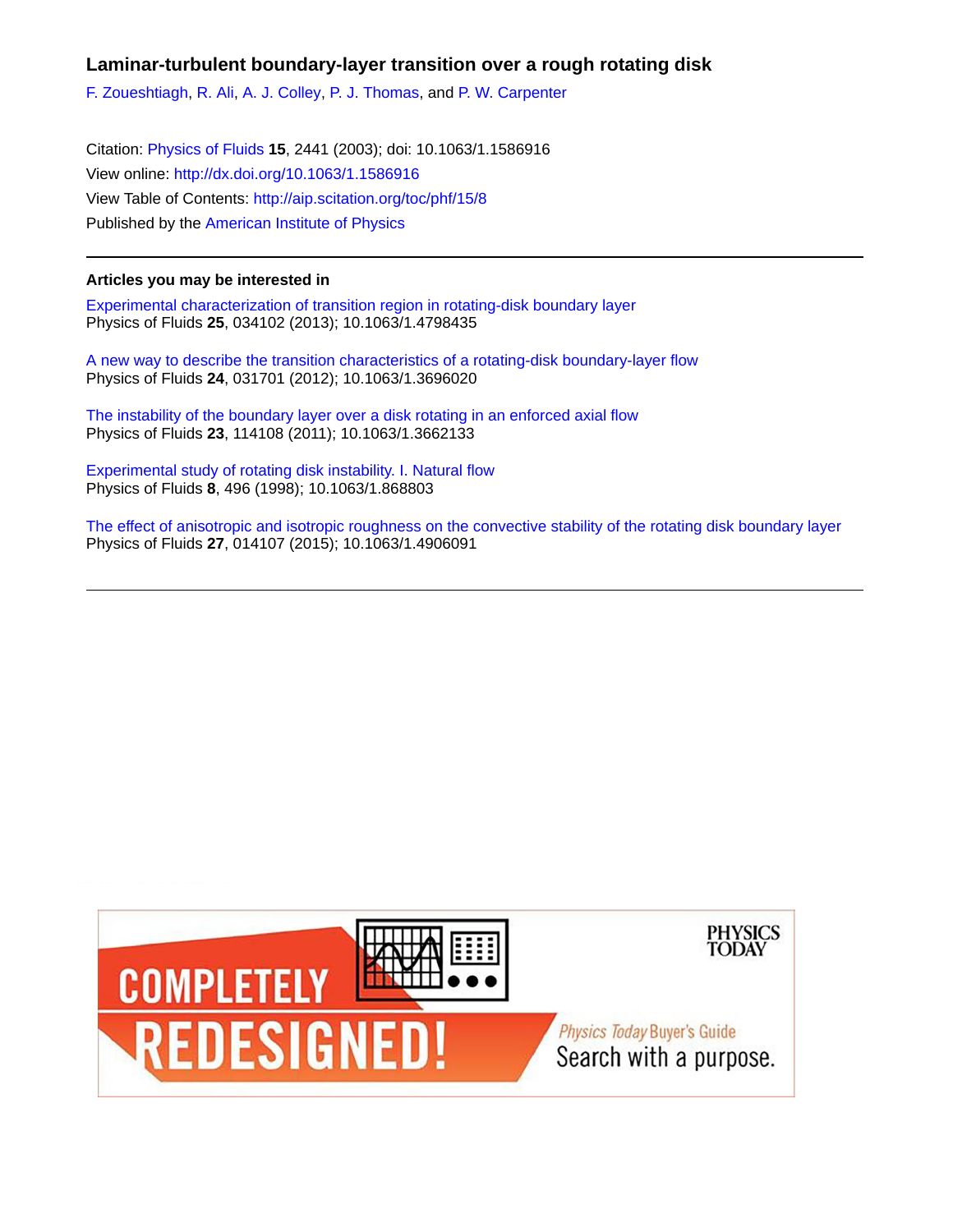# Laminar-turbulent boundary-layer transition over a rough rotating disk

F. Zoueshtiagh, R. Ali, A. J. Colley, P. J. Thomas, and P. W. Carpenter

Citation: Physics of Fluids **15**, 2441 (2003); doi: 10.1063/1.1586916

View online: http://dx.doi.org/10.1063/1.1586916

View Table of Contents: http://aip.scitation.org/toc/phf/15/8

Published by the American Institute of Physics

---

## Articles you may be interested in

Experimental characterization of transition region in rotating-disk boundary layer
Physics of Fluids **25**, 034102 (2013); 10.1063/1.4798435

A new way to describe the transition characteristics of a rotating-disk boundary-layer flow
Physics of Fluids **24**, 031701 (2012); 10.1063/1.3696020

The instability of the boundary layer over a disk rotating in an enforced axial flow
Physics of Fluids **23**, 114108 (2011); 10.1063/1.3662133

Experimental study of rotating disk instability. I. Natural flow
Physics of Fluids **8**, 496 (1998); 10.1063/1.868803

The effect of anisotropic and isotropic roughness on the convective stability of the rotating disk boundary layer
Physics of Fluids **27**, 014107 (2015); 10.1063/1.4906091

---

COMPLETELY REDESIGNED!

PHYSICS TODAY

Physics Today Buyer's Guide
Search with a purpose.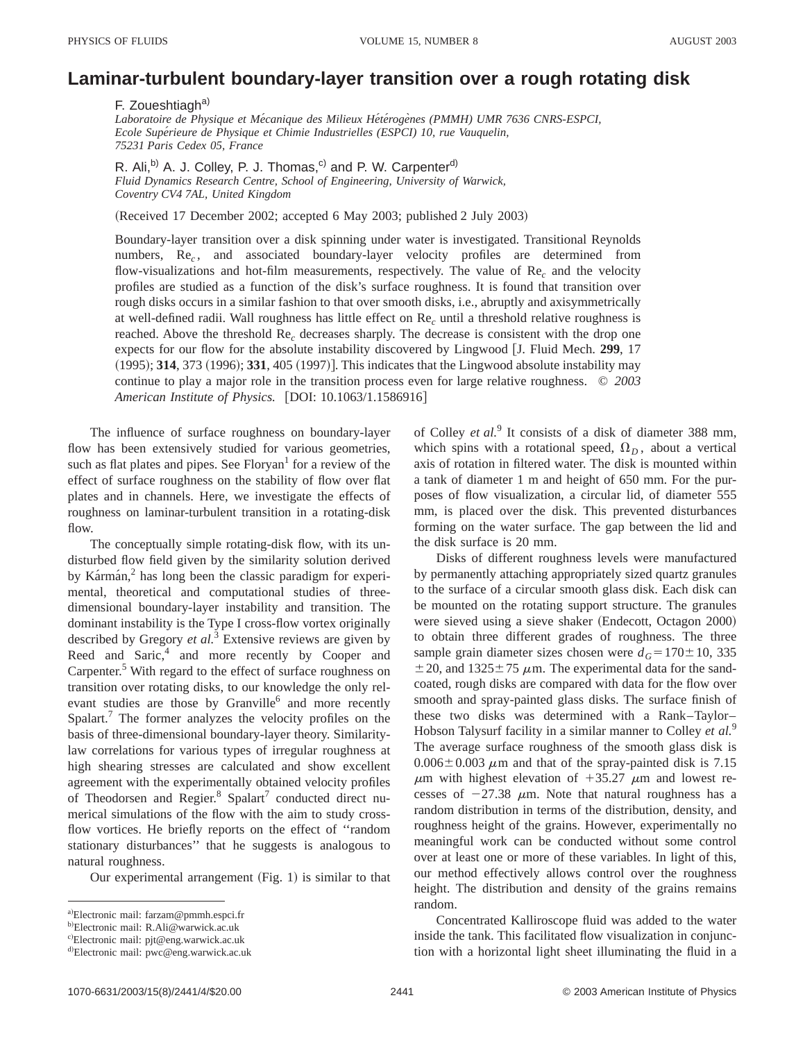# Laminar-turbulent boundary-layer transition over a rough rotating disk

F. Zoueshtiagh[a)]

*Laboratoire de Physique et Mécanique des Milieux Hétérogènes (PMMH) UMR 7636 CNRS-ESPCI, Ecole Supérieure de Physique et Chimie Industrielles (ESPCI) 10, rue Vauquelin, 75231 Paris Cedex 05, France*

R. Ali,[b)] A. J. Colley, P. J. Thomas,[c)] and P. W. Carpenter[d)]

*Fluid Dynamics Research Centre, School of Engineering, University of Warwick, Coventry CV4 7AL, United Kingdom*

(Received 17 December 2002; accepted 6 May 2003; published 2 July 2003)

Boundary-layer transition over a disk spinning under water is investigated. Transitional Reynolds numbers, $\mathrm{Re}_c$, and associated boundary-layer velocity profiles are determined from flow-visualizations and hot-film measurements, respectively. The value of $\mathrm{Re}_c$ and the velocity profiles are studied as a function of the disk's surface roughness. It is found that transition over rough disks occurs in a similar fashion to that over smooth disks, i.e., abruptly and axisymmetrically at well-defined radii. Wall roughness has little effect on $\mathrm{Re}_c$ until a threshold relative roughness is reached. Above the threshold $\mathrm{Re}_c$ decreases sharply. The decrease is consistent with the drop one expects for our flow for the absolute instability discovered by Lingwood [J. Fluid Mech. **299**, 17 (1995); **314**, 373 (1996); **331**, 405 (1997)]. This indicates that the Lingwood absolute instability may continue to play a major role in the transition process even for large relative roughness. © *2003 American Institute of Physics.* [DOI: 10.1063/1.1586916]

The influence of surface roughness on boundary-layer flow has been extensively studied for various geometries, such as flat plates and pipes. See Floryan[1] for a review of the effect of surface roughness on the stability of flow over flat plates and in channels. Here, we investigate the effects of roughness on laminar-turbulent transition in a rotating-disk flow.

The conceptually simple rotating-disk flow, with its undisturbed flow field given by the similarity solution derived by Kármán,[2] has long been the classic paradigm for experimental, theoretical and computational studies of three-dimensional boundary-layer instability and transition. The dominant instability is the Type I cross-flow vortex originally described by Gregory *et al.*[3] Extensive reviews are given by Reed and Saric,[4] and more recently by Cooper and Carpenter.[5] With regard to the effect of surface roughness on transition over rotating disks, to our knowledge the only relevant studies are those by Granville[6] and more recently Spalart.[7] The former analyzes the velocity profiles on the basis of three-dimensional boundary-layer theory. Similarity-law correlations for various types of irregular roughness at high shearing stresses are calculated and show excellent agreement with the experimentally obtained velocity profiles of Theodorsen and Regier.[8] Spalart[7] conducted direct numerical simulations of the flow with the aim to study cross-flow vortices. He briefly reports on the effect of "random stationary disturbances" that he suggests is analogous to natural roughness.

Our experimental arrangement (Fig. 1) is similar to that of Colley *et al.*[9] It consists of a disk of diameter 388 mm, which spins with a rotational speed, $\Omega_D$, about a vertical axis of rotation in filtered water. The disk is mounted within a tank of diameter 1 m and height of 650 mm. For the purposes of flow visualization, a circular lid, of diameter 555 mm, is placed over the disk. This prevented disturbances forming on the water surface. The gap between the lid and the disk surface is 20 mm.

Disks of different roughness levels were manufactured by permanently attaching appropriately sized quartz granules to the surface of a circular smooth glass disk. Each disk can be mounted on the rotating support structure. The granules were sieved using a sieve shaker (Endecott, Octagon 2000) to obtain three different grades of roughness. The three sample grain diameter sizes chosen were $d_G = 170 \pm 10$, $335 \pm 20$, and $1325 \pm 75$ $\mu$m. The experimental data for the sand-coated, rough disks are compared with data for the flow over smooth and spray-painted glass disks. The surface finish of these two disks was determined with a Rank–Taylor–Hobson Talysurf facility in a similar manner to Colley *et al.*[9] The average surface roughness of the smooth glass disk is $0.006 \pm 0.003$ $\mu$m and that of the spray-painted disk is 7.15 $\mu$m with highest elevation of $+35.27$ $\mu$m and lowest recesses of $-27.38$ $\mu$m. Note that natural roughness has a random distribution in terms of the distribution, density, and roughness height of the grains. However, experimentally no meaningful work can be conducted without some control over at least one or more of these variables. In light of this, our method effectively allows control over the roughness height. The distribution and density of the grains remains random.

Concentrated Kalliroscope fluid was added to the water inside the tank. This facilitated flow visualization in conjunction with a horizontal light sheet illuminating the fluid in a

---

[a)] Electronic mail: farzam@pmmh.espci.fr

[b)] Electronic mail: R.Ali@warwick.ac.uk

[c)] Electronic mail: pjt@eng.warwick.ac.uk

[d)] Electronic mail: pwc@eng.warwick.ac.uk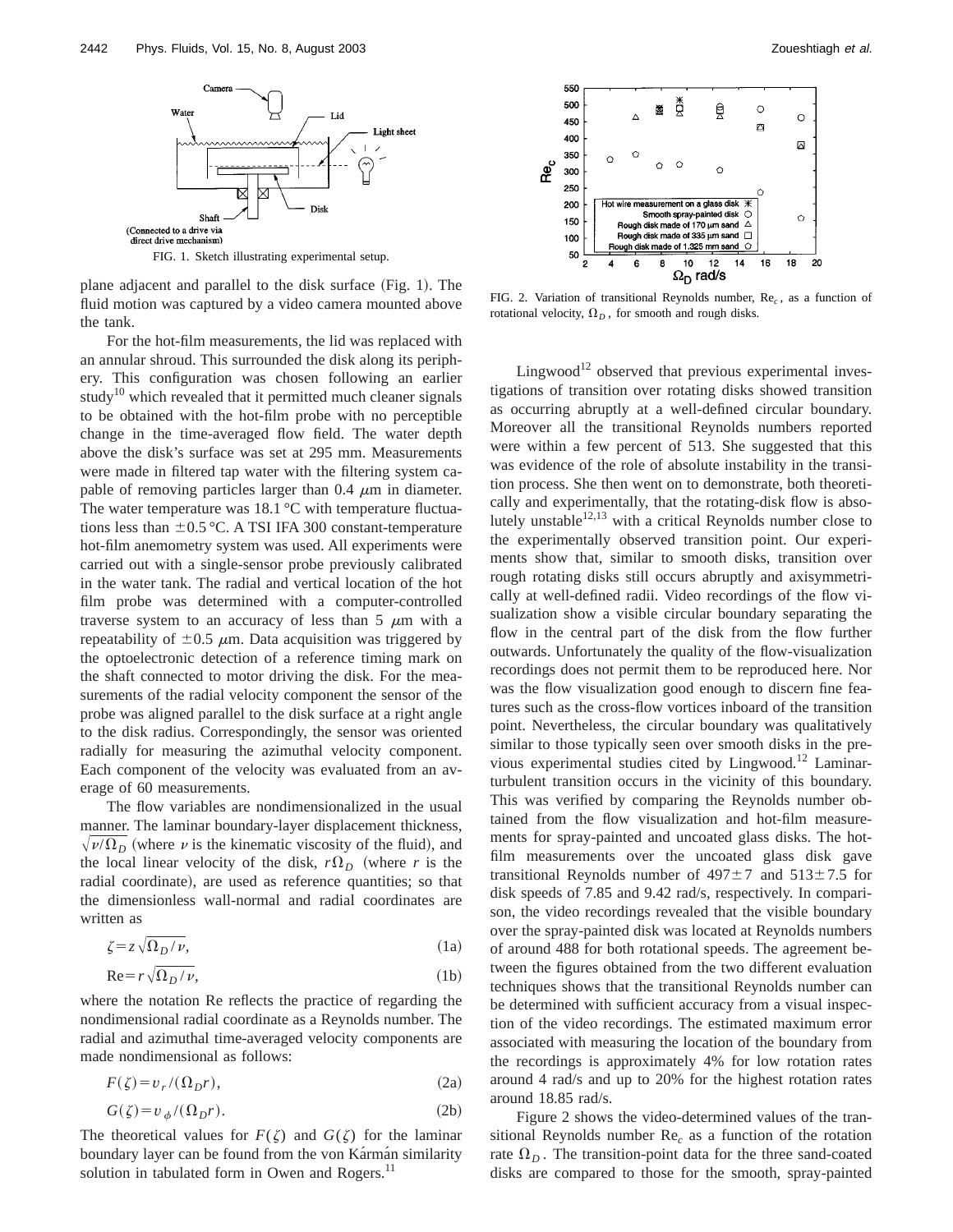FIG. 1. Sketch illustrating experimental setup.

plane adjacent and parallel to the disk surface (Fig. 1). The fluid motion was captured by a video camera mounted above the tank.

For the hot-film measurements, the lid was replaced with an annular shroud. This surrounded the disk along its periphery. This configuration was chosen following an earlier study[10] which revealed that it permitted much cleaner signals to be obtained with the hot-film probe with no perceptible change in the time-averaged flow field. The water depth above the disk's surface was set at 295 mm. Measurements were made in filtered tap water with the filtering system capable of removing particles larger than 0.4 $\mu$m in diameter. The water temperature was 18.1 °C with temperature fluctuations less than $\pm 0.5$ °C. A TSI IFA 300 constant-temperature hot-film anemometry system was used. All experiments were carried out with a single-sensor probe previously calibrated in the water tank. The radial and vertical location of the hot film probe was determined with a computer-controlled traverse system to an accuracy of less than 5 $\mu$m with a repeatability of $\pm 0.5$ $\mu$m. Data acquisition was triggered by the optoelectronic detection of a reference timing mark on the shaft connected to motor driving the disk. For the measurements of the radial velocity component the sensor of the probe was aligned parallel to the disk surface at a right angle to the disk radius. Correspondingly, the sensor was oriented radially for measuring the azimuthal velocity component. Each component of the velocity was evaluated from an average of 60 measurements.

The flow variables are nondimensionalized in the usual manner. The laminar boundary-layer displacement thickness, $\sqrt{\nu/\Omega_D}$ (where $\nu$ is the kinematic viscosity of the fluid), and the local linear velocity of the disk, $r\Omega_D$ (where $r$ is the radial coordinate), are used as reference quantities; so that the dimensionless wall-normal and radial coordinates are written as

$$\zeta = z\sqrt{\Omega_D/\nu}, \tag{1a}$$

$$\mathrm{Re} = r\sqrt{\Omega_D/\nu}, \tag{1b}$$

where the notation Re reflects the practice of regarding the nondimensional radial coordinate as a Reynolds number. The radial and azimuthal time-averaged velocity components are made nondimensional as follows:

$$F(\zeta) = v_r/(\Omega_D r), \tag{2a}$$

$$G(\zeta) = v_\phi/(\Omega_D r). \tag{2b}$$

The theoretical values for $F(\zeta)$ and $G(\zeta)$ for the laminar boundary layer can be found from the von Kármán similarity solution in tabulated form in Owen and Rogers.[11]

FIG. 2. Variation of transitional Reynolds number, $\mathrm{Re}_c$, as a function of rotational velocity, $\Omega_D$, for smooth and rough disks.

Lingwood[12] observed that previous experimental investigations of transition over rotating disks showed transition as occurring abruptly at a well-defined circular boundary. Moreover all the transitional Reynolds numbers reported were within a few percent of 513. She suggested that this was evidence of the role of absolute instability in the transition process. She then went on to demonstrate, both theoretically and experimentally, that the rotating-disk flow is absolutely unstable[12,13] with a critical Reynolds number close to the experimentally observed transition point. Our experiments show that, similar to smooth disks, transition over rough rotating disks still occurs abruptly and axisymmetrically at well-defined radii. Video recordings of the flow visualization show a visible circular boundary separating the flow in the central part of the disk from the flow further outwards. Unfortunately the quality of the flow-visualization recordings does not permit them to be reproduced here. Nor was the flow visualization good enough to discern fine features such as the cross-flow vortices inboard of the transition point. Nevertheless, the circular boundary was qualitatively similar to those typically seen over smooth disks in the previous experimental studies cited by Lingwood.[12] Laminar-turbulent transition occurs in the vicinity of this boundary. This was verified by comparing the Reynolds number obtained from the flow visualization and hot-film measurements for spray-painted and uncoated glass disks. The hot-film measurements over the uncoated glass disk gave transitional Reynolds number of $497\pm 7$ and $513\pm 7.5$ for disk speeds of 7.85 and 9.42 rad/s, respectively. In comparison, the video recordings revealed that the visible boundary over the spray-painted disk was located at Reynolds numbers of around 488 for both rotational speeds. The agreement between the figures obtained from the two different evaluation techniques shows that the transitional Reynolds number can be determined with sufficient accuracy from a visual inspection of the video recordings. The estimated maximum error associated with measuring the location of the boundary from the recordings is approximately 4% for low rotation rates around 4 rad/s and up to 20% for the highest rotation rates around 18.85 rad/s.

Figure 2 shows the video-determined values of the transitional Reynolds number $\mathrm{Re}_c$ as a function of the rotation rate $\Omega_D$. The transition-point data for the three sand-coated disks are compared to those for the smooth, spray-painted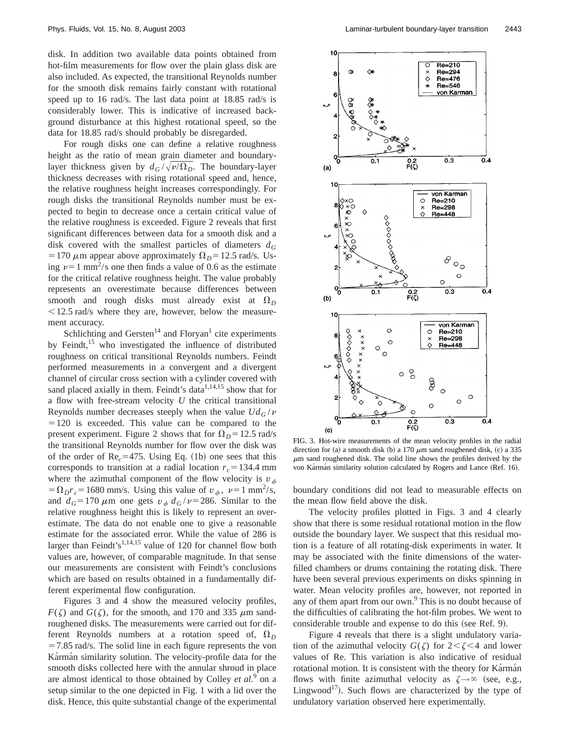disk. In addition two available data points obtained from hot-film measurements for flow over the plain glass disk are also included. As expected, the transitional Reynolds number for the smooth disk remains fairly constant with rotational speed up to 16 rad/s. The last data point at 18.85 rad/s is considerably lower. This is indicative of increased background disturbance at this highest rotational speed, so the data for 18.85 rad/s should probably be disregarded.

For rough disks one can define a relative roughness height as the ratio of mean grain diameter and boundary-layer thickness given by $d_G/\sqrt{\nu/\Omega_D}$. The boundary-layer thickness decreases with rising rotational speed and, hence, the relative roughness height increases correspondingly. For rough disks the transitional Reynolds number must be expected to begin to decrease once a certain critical value of the relative roughness is exceeded. Figure 2 reveals that first significant differences between data for a smooth disk and a disk covered with the smallest particles of diameters $d_G = 170\ \mu\text{m}$ appear above approximately $\Omega_D = 12.5$ rad/s. Using $\nu = 1\ \text{mm}^2/\text{s}$ one then finds a value of 0.6 as the estimate for the critical relative roughness height. The value probably represents an overestimate because differences between smooth and rough disks must already exist at $\Omega_D < 12.5$ rad/s where they are, however, below the measurement accuracy.

Schlichting and Gersten[14] and Floryan[1] cite experiments by Feindt,[15] who investigated the influence of distributed roughness on critical transitional Reynolds numbers. Feindt performed measurements in a convergent and a divergent channel of circular cross section with a cylinder covered with sand placed axially in them. Feindt's data[1,14,15] show that for a flow with free-stream velocity $U$ the critical transitional Reynolds number decreases steeply when the value $Ud_G/\nu = 120$ is exceeded. This value can be compared to the present experiment. Figure 2 shows that for $\Omega_D = 12.5$ rad/s the transitional Reynolds number for flow over the disk was of the order of $\text{Re}_c = 475$. Using Eq. (1b) one sees that this corresponds to transition at a radial location $r_c = 134.4$ mm where the azimuthal component of the flow velocity is $v_\phi = \Omega_D r_c = 1680$ mm/s. Using this value of $v_\phi$, $\nu = 1\ \text{mm}^2/\text{s}$, and $d_G = 170\ \mu\text{m}$ one gets $v_\phi d_G/\nu = 286$. Similar to the relative roughness height this is likely to represent an overestimate. The data do not enable one to give a reasonable estimate for the associated error. While the value of 286 is larger than Feindt's[1,14,15] value of 120 for channel flow both values are, however, of comparable magnitude. In that sense our measurements are consistent with Feindt's conclusions which are based on results obtained in a fundamentally different experimental flow configuration.

Figures 3 and 4 show the measured velocity profiles, $F(\zeta)$ and $G(\zeta)$, for the smooth, and 170 and 335 $\mu$m sand-roughened disks. The measurements were carried out for different Reynolds numbers at a rotation speed of, $\Omega_D = 7.85$ rad/s. The solid line in each figure represents the von Kármán similarity solution. The velocity-profile data for the smooth disks collected here with the annular shroud in place are almost identical to those obtained by Colley *et al.*[9] on a setup similar to the one depicted in Fig. 1 with a lid over the disk. Hence, this quite substantial change of the experimental boundary conditions did not lead to measurable effects on the mean flow field above the disk.

FIG. 3. Hot-wire measurements of the mean velocity profiles in the radial direction for (a) a smooth disk (b) a 170 $\mu$m sand roughened disk, (c) a 335 $\mu$m sand roughened disk. The solid line shows the profiles derived by the von Kármán similarity solution calculated by Rogers and Lance (Ref. 16).

The velocity profiles plotted in Figs. 3 and 4 clearly show that there is some residual rotational motion in the flow outside the boundary layer. We suspect that this residual motion is a feature of all rotating-disk experiments in water. It may be associated with the finite dimensions of the water-filled chambers or drums containing the rotating disk. There have been several previous experiments on disks spinning in water. Mean velocity profiles are, however, not reported in any of them apart from our own.[9] This is no doubt because of the difficulties of calibrating the hot-film probes. We went to considerable trouble and expense to do this (see Ref. 9).

Figure 4 reveals that there is a slight undulatory variation of the azimuthal velocity $G(\zeta)$ for $2 < \zeta < 4$ and lower values of Re. This variation is also indicative of residual rotational motion. It is consistent with the theory for Kármán flows with finite azimuthal velocity as $\zeta \to \infty$ (see, e.g., Lingwood[17]). Such flows are characterized by the type of undulatory variation observed here experimentally.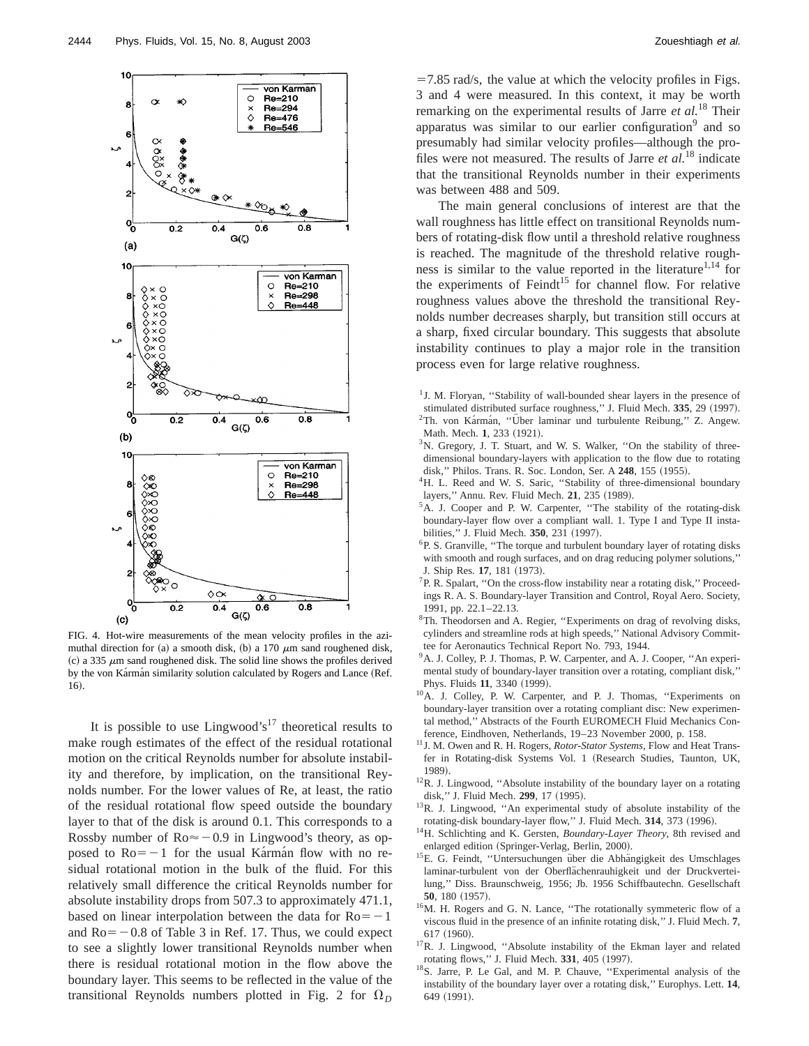(a)

von Karman
Re=210
Re=294
Re=476
Re=546

(b)

von Karman
Re=210
Re=298
Re=448

(c)

von Karman
Re=210
Re=298
Re=448

FIG. 4. Hot-wire measurements of the mean velocity profiles in the azimuthal direction for (a) a smooth disk, (b) a 170 $\mu$m sand roughened disk, (c) a 335 $\mu$m sand roughened disk. The solid line shows the profiles derived by the von Kármán similarity solution calculated by Rogers and Lance (Ref. 16).

It is possible to use Lingwood's[17] theoretical results to make rough estimates of the effect of the residual rotational motion on the critical Reynolds number for absolute instability and therefore, by implication, on the transitional Reynolds number. For the lower values of Re, at least, the ratio of the residual rotational flow speed outside the boundary layer to that of the disk is around 0.1. This corresponds to a Rossby number of $\mathrm{Ro} \approx -0.9$ in Lingwood's theory, as opposed to $\mathrm{Ro} = -1$ for the usual Kármán flow with no residual rotational motion in the bulk of the fluid. For this relatively small difference the critical Reynolds number for absolute instability drops from 507.3 to approximately 471.1, based on linear interpolation between the data for $\mathrm{Ro} = -1$ and $\mathrm{Ro} = -0.8$ of Table 3 in Ref. 17. Thus, we could expect to see a slightly lower transitional Reynolds number when there is residual rotational motion in the flow above the boundary layer. This seems to be reflected in the value of the transitional Reynolds numbers plotted in Fig. 2 for $\Omega_D = 7.85$ rad/s, the value at which the velocity profiles in Figs. 3 and 4 were measured. In this context, it may be worth remarking on the experimental results of Jarre *et al.*[18] Their apparatus was similar to our earlier configuration[9] and so presumably had similar velocity profiles—although the profiles were not measured. The results of Jarre *et al.*[18] indicate that the transitional Reynolds number in their experiments was between 488 and 509.

The main general conclusions of interest are that the wall roughness has little effect on transitional Reynolds numbers of rotating-disk flow until a threshold relative roughness is reached. The magnitude of the threshold relative roughness is similar to the value reported in the literature[1,14] for the experiments of Feindt[15] for channel flow. For relative roughness values above the threshold the transitional Reynolds number decreases sharply, but transition still occurs at a sharp, fixed circular boundary. This suggests that absolute instability continues to play a major role in the transition process even for large relative roughness.

[1] J. M. Floryan, ''Stability of wall-bounded shear layers in the presence of stimulated distributed surface roughness,'' J. Fluid Mech. **335**, 29 (1997).

[2] Th. von Kármán, ''Über laminar und turbulente Reibung,'' Z. Angew. Math. Mech. **1**, 233 (1921).

[3] N. Gregory, J. T. Stuart, and W. S. Walker, ''On the stability of three-dimensional boundary-layers with application to the flow due to rotating disk,'' Philos. Trans. R. Soc. London, Ser. A **248**, 155 (1955).

[4] H. L. Reed and W. S. Saric, ''Stability of three-dimensional boundary layers,'' Annu. Rev. Fluid Mech. **21**, 235 (1989).

[5] A. J. Cooper and P. W. Carpenter, ''The stability of the rotating-disk boundary-layer flow over a compliant wall. 1. Type I and Type II instabilities,'' J. Fluid Mech. **350**, 231 (1997).

[6] P. S. Granville, ''The torque and turbulent boundary layer of rotating disks with smooth and rough surfaces, and on drag reducing polymer solutions,'' J. Ship Res. **17**, 181 (1973).

[7] P. R. Spalart, ''On the cross-flow instability near a rotating disk,'' Proceedings R. A. S. Boundary-layer Transition and Control, Royal Aero. Society, 1991, pp. 22.1–22.13.

[8] Th. Theodorsen and A. Regier, ''Experiments on drag of revolving disks, cylinders and streamline rods at high speeds,'' National Advisory Committee for Aeronautics Technical Report No. 793, 1944.

[9] A. J. Colley, P. J. Thomas, P. W. Carpenter, and A. J. Cooper, ''An experimental study of boundary-layer transition over a rotating, compliant disk,'' Phys. Fluids **11**, 3340 (1999).

[10] A. J. Colley, P. W. Carpenter, and P. J. Thomas, ''Experiments on boundary-layer transition over a rotating compliant disc: New experimental method,'' Abstracts of the Fourth EUROMECH Fluid Mechanics Conference, Eindhoven, Netherlands, 19–23 November 2000, p. 158.

[11] J. M. Owen and R. H. Rogers, *Rotor-Stator Systems*, Flow and Heat Transfer in Rotating-disk Systems Vol. 1 (Research Studies, Taunton, UK, 1989).

[12] R. J. Lingwood, ''Absolute instability of the boundary layer on a rotating disk,'' J. Fluid Mech. **299**, 17 (1995).

[13] R. J. Lingwood, ''An experimental study of absolute instability of the rotating-disk boundary-layer flow,'' J. Fluid Mech. **314**, 373 (1996).

[14] H. Schlichting and K. Gersten, *Boundary-Layer Theory*, 8th revised and enlarged edition (Springer-Verlag, Berlin, 2000).

[15] E. G. Feindt, ''Untersuchungen über die Abhängigkeit des Umschlages laminar-turbulent von der Oberflächenrauhigkeit und der Druckverteilung,'' Diss. Braunschweig, 1956; Jb. 1956 Schiffbautechn. Gesellschaft **50**, 180 (1957).

[16] M. H. Rogers and G. N. Lance, ''The rotationally symmeteric flow of a viscous fluid in the presence of an infinite rotating disk,'' J. Fluid Mech. **7**, 617 (1960).

[17] R. J. Lingwood, ''Absolute instability of the Ekman layer and related rotating flows,'' J. Fluid Mech. **331**, 405 (1997).

[18] S. Jarre, P. Le Gal, and M. P. Chauve, ''Experimental analysis of the instability of the boundary layer over a rotating disk,'' Europhys. Lett. **14**, 649 (1991).